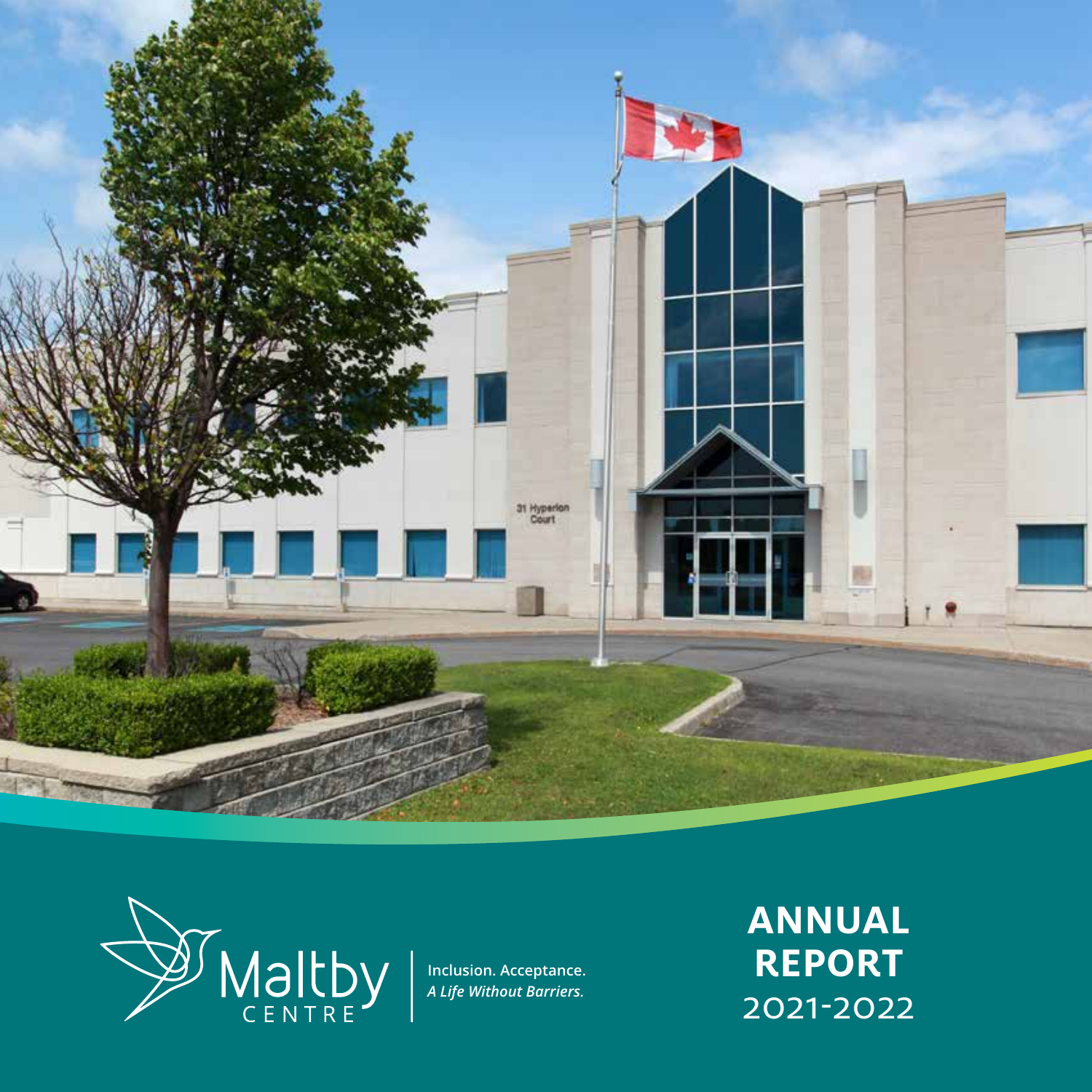Maltby CENTRE

Inclusion. Acceptance.
*A Life Without Barriers.*

# ANNUAL REPORT 2021-2022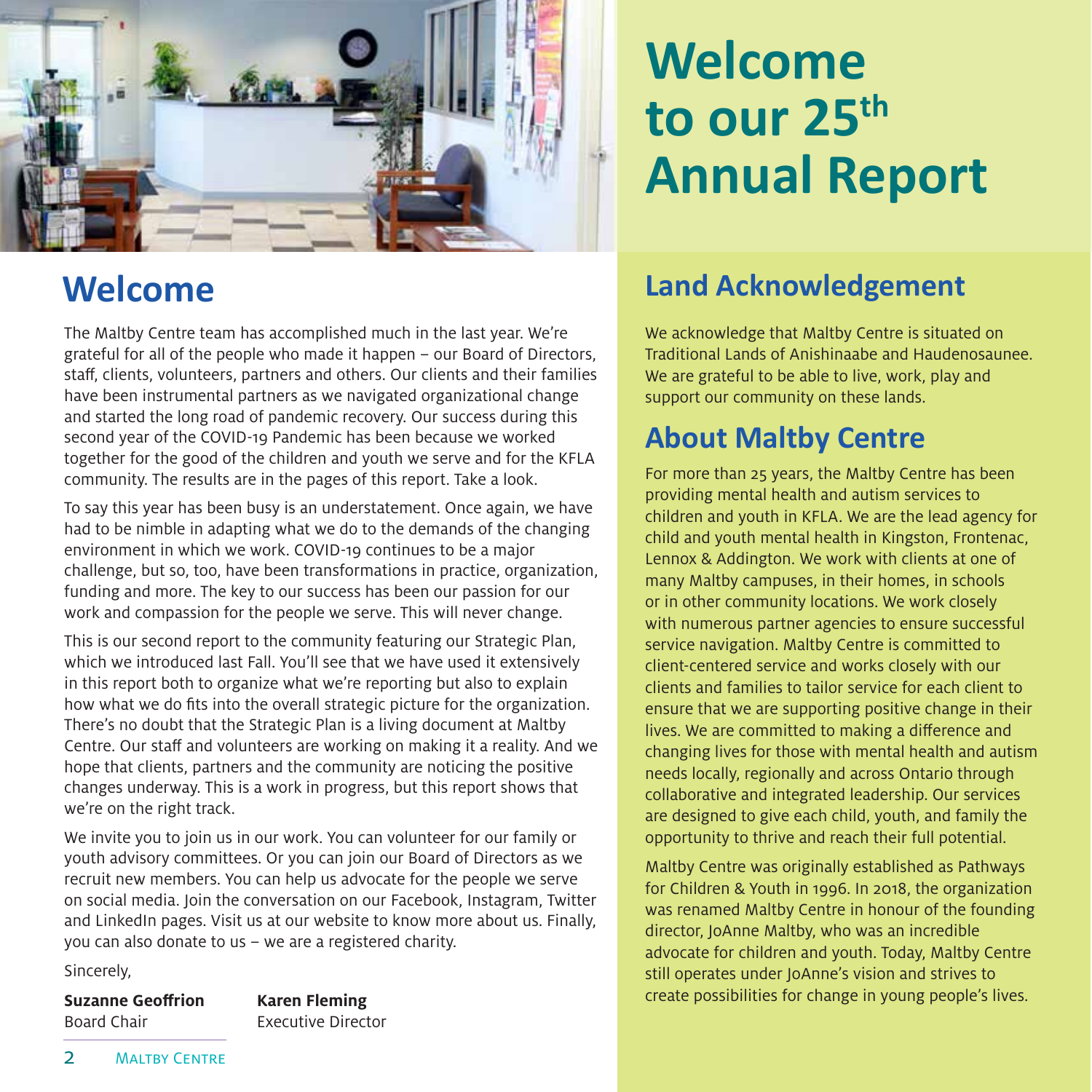# Welcome to our 25th Annual Report

## Welcome

The Maltby Centre team has accomplished much in the last year. We're grateful for all of the people who made it happen – our Board of Directors, staff, clients, volunteers, partners and others. Our clients and their families have been instrumental partners as we navigated organizational change and started the long road of pandemic recovery. Our success during this second year of the COVID-19 Pandemic has been because we worked together for the good of the children and youth we serve and for the KFLA community. The results are in the pages of this report. Take a look.

To say this year has been busy is an understatement. Once again, we have had to be nimble in adapting what we do to the demands of the changing environment in which we work. COVID-19 continues to be a major challenge, but so, too, have been transformations in practice, organization, funding and more. The key to our success has been our passion for our work and compassion for the people we serve. This will never change.

This is our second report to the community featuring our Strategic Plan, which we introduced last Fall. You'll see that we have used it extensively in this report both to organize what we're reporting but also to explain how what we do fits into the overall strategic picture for the organization. There's no doubt that the Strategic Plan is a living document at Maltby Centre. Our staff and volunteers are working on making it a reality. And we hope that clients, partners and the community are noticing the positive changes underway. This is a work in progress, but this report shows that we're on the right track.

We invite you to join us in our work. You can volunteer for our family or youth advisory committees. Or you can join our Board of Directors as we recruit new members. You can help us advocate for the people we serve on social media. Join the conversation on our Facebook, Instagram, Twitter and LinkedIn pages. Visit us at our website to know more about us. Finally, you can also donate to us – we are a registered charity.

Sincerely,

**Suzanne Geoffrion**
Board Chair

**Karen Fleming**
Executive Director

## Land Acknowledgement

We acknowledge that Maltby Centre is situated on Traditional Lands of Anishinaabe and Haudenosaunee. We are grateful to be able to live, work, play and support our community on these lands.

## About Maltby Centre

For more than 25 years, the Maltby Centre has been providing mental health and autism services to children and youth in KFLA. We are the lead agency for child and youth mental health in Kingston, Frontenac, Lennox & Addington. We work with clients at one of many Maltby campuses, in their homes, in schools or in other community locations. We work closely with numerous partner agencies to ensure successful service navigation. Maltby Centre is committed to client-centered service and works closely with our clients and families to tailor service for each client to ensure that we are supporting positive change in their lives. We are committed to making a difference and changing lives for those with mental health and autism needs locally, regionally and across Ontario through collaborative and integrated leadership. Our services are designed to give each child, youth, and family the opportunity to thrive and reach their full potential.

Maltby Centre was originally established as Pathways for Children & Youth in 1996. In 2018, the organization was renamed Maltby Centre in honour of the founding director, JoAnne Maltby, who was an incredible advocate for children and youth. Today, Maltby Centre still operates under JoAnne's vision and strives to create possibilities for change in young people's lives.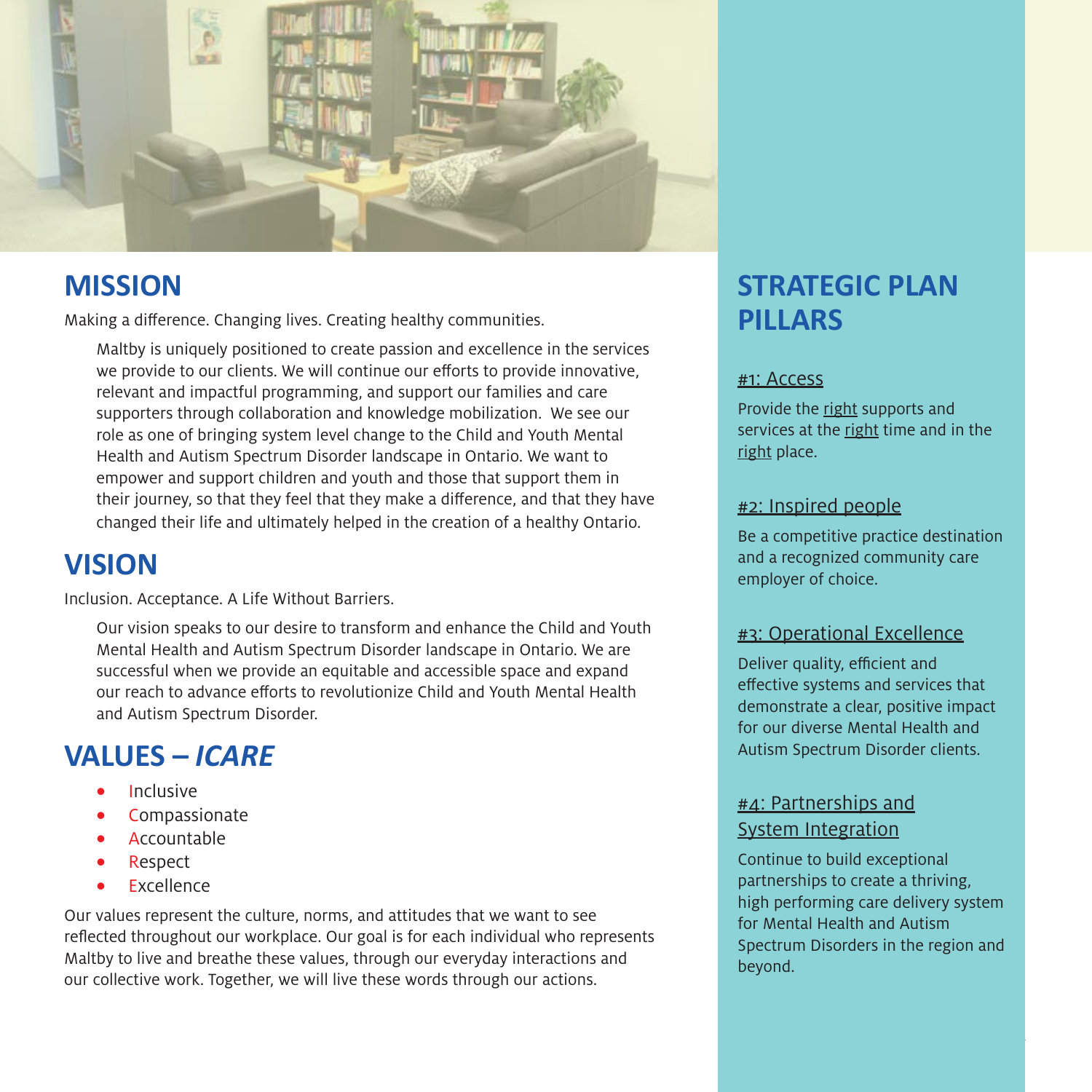## MISSION

Making a difference. Changing lives. Creating healthy communities.

Maltby is uniquely positioned to create passion and excellence in the services we provide to our clients. We will continue our efforts to provide innovative, relevant and impactful programming, and support our families and care supporters through collaboration and knowledge mobilization. We see our role as one of bringing system level change to the Child and Youth Mental Health and Autism Spectrum Disorder landscape in Ontario. We want to empower and support children and youth and those that support them in their journey, so that they feel that they make a difference, and that they have changed their life and ultimately helped in the creation of a healthy Ontario.

## VISION

Inclusion. Acceptance. A Life Without Barriers.

Our vision speaks to our desire to transform and enhance the Child and Youth Mental Health and Autism Spectrum Disorder landscape in Ontario. We are successful when we provide an equitable and accessible space and expand our reach to advance efforts to revolutionize Child and Youth Mental Health and Autism Spectrum Disorder.

## VALUES – *ICARE*

- Inclusive
- Compassionate
- Accountable
- Respect
- Excellence

Our values represent the culture, norms, and attitudes that we want to see reflected throughout our workplace. Our goal is for each individual who represents Maltby to live and breathe these values, through our everyday interactions and our collective work. Together, we will live these words through our actions.

## STRATEGIC PLAN PILLARS

### #1: Access

Provide the right supports and services at the right time and in the right place.

### #2: Inspired people

Be a competitive practice destination and a recognized community care employer of choice.

### #3: Operational Excellence

Deliver quality, efficient and effective systems and services that demonstrate a clear, positive impact for our diverse Mental Health and Autism Spectrum Disorder clients.

### #4: Partnerships and System Integration

Continue to build exceptional partnerships to create a thriving, high performing care delivery system for Mental Health and Autism Spectrum Disorders in the region and beyond.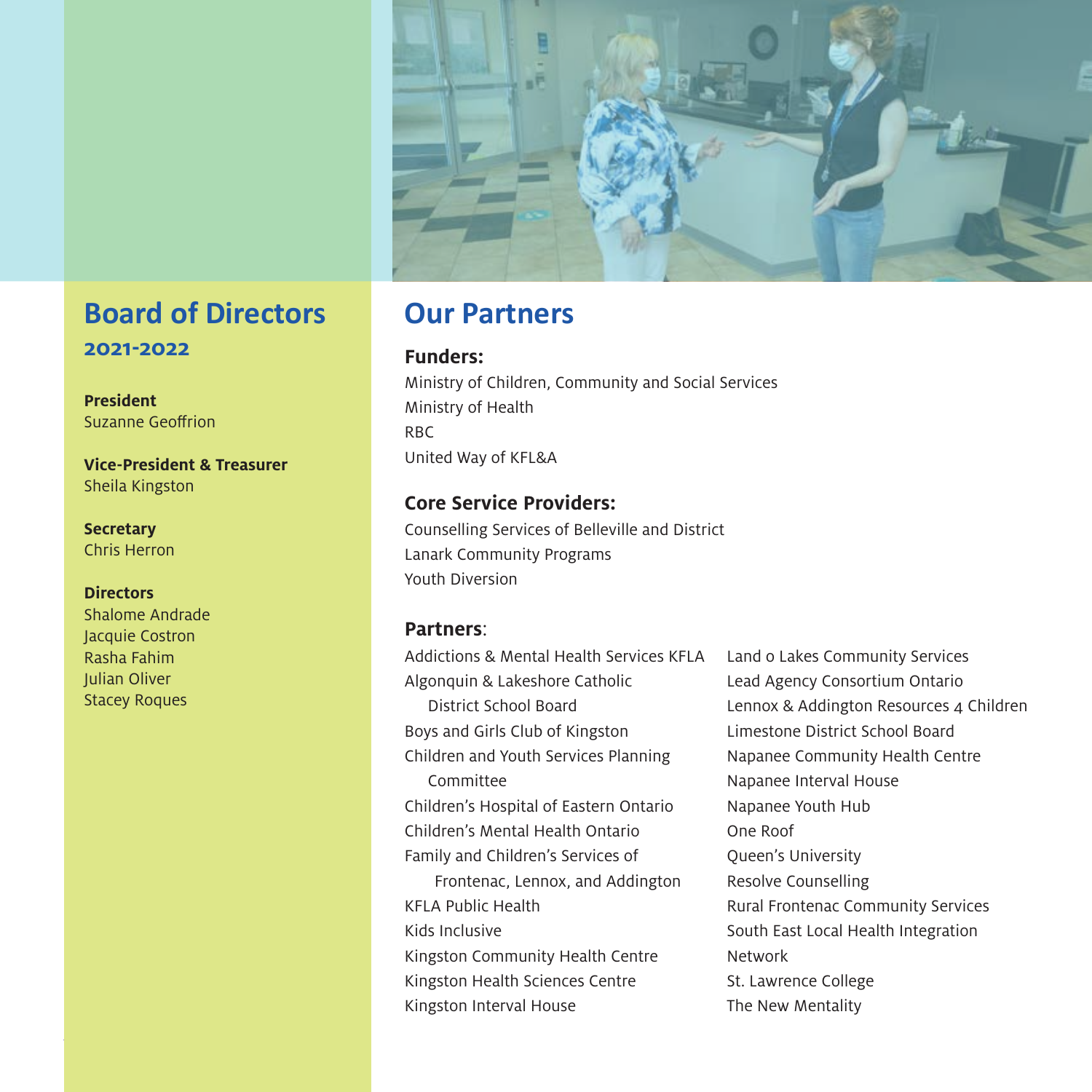## Board of Directors

### 2021-2022

**President**
Suzanne Geoffrion

**Vice-President & Treasurer**
Sheila Kingston

**Secretary**
Chris Herron

**Directors**
Shalome Andrade
Jacquie Costron
Rasha Fahim
Julian Oliver
Stacey Roques

## Our Partners

**Funders:**

Ministry of Children, Community and Social Services
Ministry of Health
RBC
United Way of KFL&A

**Core Service Providers:**

Counselling Services of Belleville and District
Lanark Community Programs
Youth Diversion

**Partners**:

Addictions & Mental Health Services KFLA
Algonquin & Lakeshore Catholic District School Board
Boys and Girls Club of Kingston
Children and Youth Services Planning Committee
Children's Hospital of Eastern Ontario
Children's Mental Health Ontario
Family and Children's Services of Frontenac, Lennox, and Addington
KFLA Public Health
Kids Inclusive
Kingston Community Health Centre
Kingston Health Sciences Centre
Kingston Interval House
Land o Lakes Community Services
Lead Agency Consortium Ontario
Lennox & Addington Resources 4 Children
Limestone District School Board
Napanee Community Health Centre
Napanee Interval House
Napanee Youth Hub
One Roof
Queen's University
Resolve Counselling
Rural Frontenac Community Services
South East Local Health Integration Network
St. Lawrence College
The New Mentality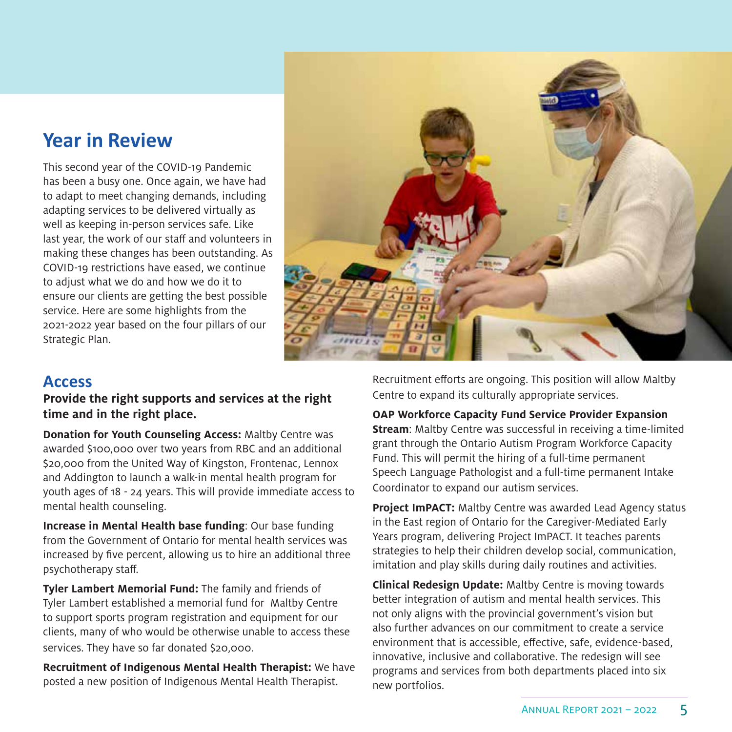# Year in Review

This second year of the COVID-19 Pandemic has been a busy one. Once again, we have had to adapt to meet changing demands, including adapting services to be delivered virtually as well as keeping in-person services safe. Like last year, the work of our staff and volunteers in making these changes has been outstanding. As COVID-19 restrictions have eased, we continue to adjust what we do and how we do it to ensure our clients are getting the best possible service. Here are some highlights from the 2021-2022 year based on the four pillars of our Strategic Plan.

## Access

**Provide the right supports and services at the right time and in the right place.**

**Donation for Youth Counseling Access:** Maltby Centre was awarded $100,000 over two years from RBC and an additional $20,000 from the United Way of Kingston, Frontenac, Lennox and Addington to launch a walk-in mental health program for youth ages of 18 - 24 years. This will provide immediate access to mental health counseling.

**Increase in Mental Health base funding**: Our base funding from the Government of Ontario for mental health services was increased by five percent, allowing us to hire an additional three psychotherapy staff.

**Tyler Lambert Memorial Fund:** The family and friends of Tyler Lambert established a memorial fund for Maltby Centre to support sports program registration and equipment for our clients, many of who would be otherwise unable to access these services. They have so far donated $20,000.

**Recruitment of Indigenous Mental Health Therapist:** We have posted a new position of Indigenous Mental Health Therapist. Recruitment efforts are ongoing. This position will allow Maltby Centre to expand its culturally appropriate services.

**OAP Workforce Capacity Fund Service Provider Expansion Stream**: Maltby Centre was successful in receiving a time-limited grant through the Ontario Autism Program Workforce Capacity Fund. This will permit the hiring of a full-time permanent Speech Language Pathologist and a full-time permanent Intake Coordinator to expand our autism services.

**Project ImPACT:** Maltby Centre was awarded Lead Agency status in the East region of Ontario for the Caregiver-Mediated Early Years program, delivering Project ImPACT. It teaches parents strategies to help their children develop social, communication, imitation and play skills during daily routines and activities.

**Clinical Redesign Update:** Maltby Centre is moving towards better integration of autism and mental health services. This not only aligns with the provincial government's vision but also further advances on our commitment to create a service environment that is accessible, effective, safe, evidence-based, innovative, inclusive and collaborative. The redesign will see programs and services from both departments placed into six new portfolios.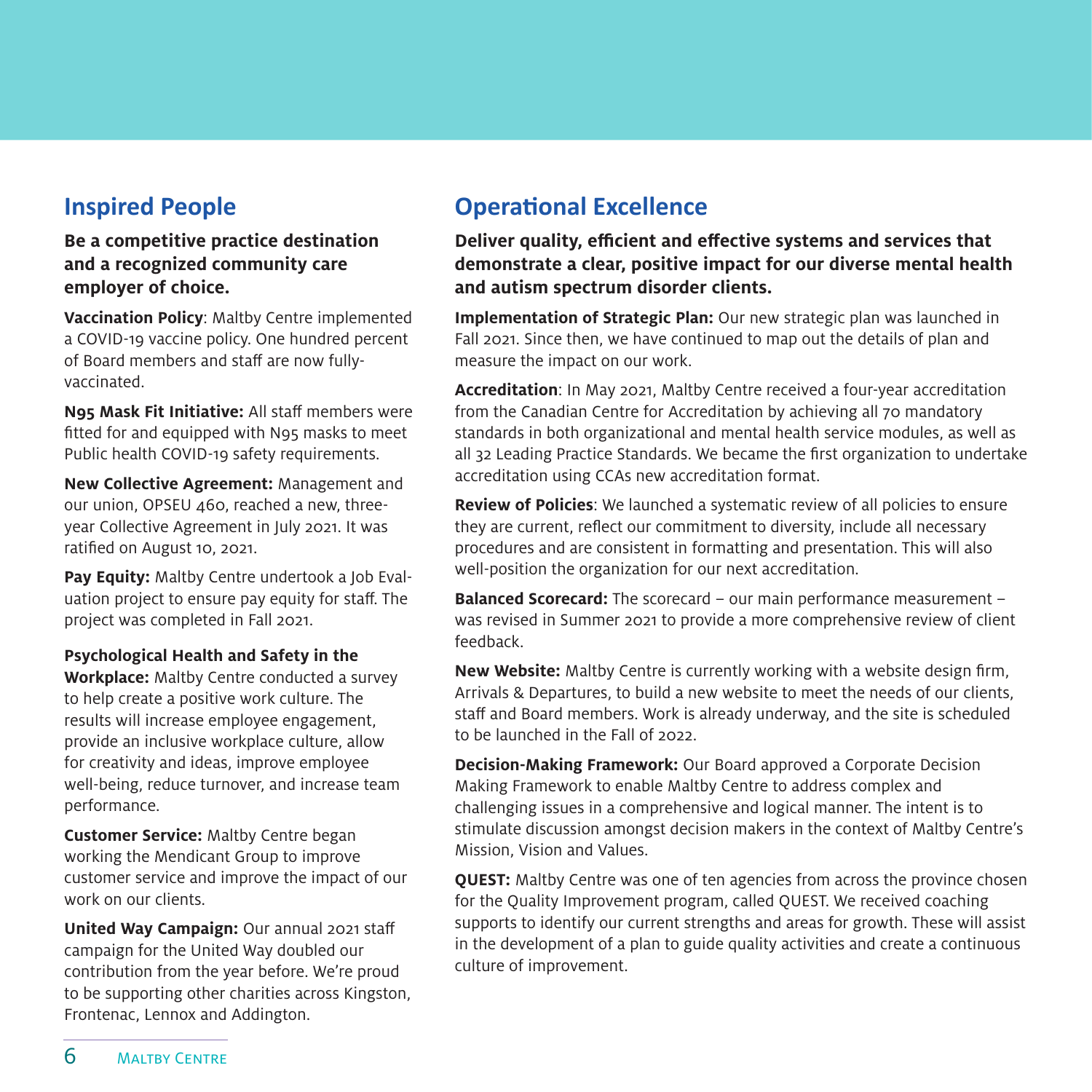## Inspired People

**Be a competitive practice destination and a recognized community care employer of choice.**

**Vaccination Policy**: Maltby Centre implemented a COVID-19 vaccine policy. One hundred percent of Board members and staff are now fully-vaccinated.

**N95 Mask Fit Initiative:** All staff members were fitted for and equipped with N95 masks to meet Public health COVID-19 safety requirements.

**New Collective Agreement:** Management and our union, OPSEU 460, reached a new, three-year Collective Agreement in July 2021. It was ratified on August 10, 2021.

**Pay Equity:** Maltby Centre undertook a Job Evaluation project to ensure pay equity for staff. The project was completed in Fall 2021.

**Psychological Health and Safety in the Workplace:** Maltby Centre conducted a survey to help create a positive work culture. The results will increase employee engagement, provide an inclusive workplace culture, allow for creativity and ideas, improve employee well-being, reduce turnover, and increase team performance.

**Customer Service:** Maltby Centre began working the Mendicant Group to improve customer service and improve the impact of our work on our clients.

**United Way Campaign:** Our annual 2021 staff campaign for the United Way doubled our contribution from the year before. We're proud to be supporting other charities across Kingston, Frontenac, Lennox and Addington.

## Operational Excellence

**Deliver quality, efficient and effective systems and services that demonstrate a clear, positive impact for our diverse mental health and autism spectrum disorder clients.**

**Implementation of Strategic Plan:** Our new strategic plan was launched in Fall 2021. Since then, we have continued to map out the details of plan and measure the impact on our work.

**Accreditation**: In May 2021, Maltby Centre received a four-year accreditation from the Canadian Centre for Accreditation by achieving all 70 mandatory standards in both organizational and mental health service modules, as well as all 32 Leading Practice Standards. We became the first organization to undertake accreditation using CCAs new accreditation format.

**Review of Policies**: We launched a systematic review of all policies to ensure they are current, reflect our commitment to diversity, include all necessary procedures and are consistent in formatting and presentation. This will also well-position the organization for our next accreditation.

**Balanced Scorecard:** The scorecard – our main performance measurement – was revised in Summer 2021 to provide a more comprehensive review of client feedback.

**New Website:** Maltby Centre is currently working with a website design firm, Arrivals & Departures, to build a new website to meet the needs of our clients, staff and Board members. Work is already underway, and the site is scheduled to be launched in the Fall of 2022.

**Decision-Making Framework:** Our Board approved a Corporate Decision Making Framework to enable Maltby Centre to address complex and challenging issues in a comprehensive and logical manner. The intent is to stimulate discussion amongst decision makers in the context of Maltby Centre's Mission, Vision and Values.

**QUEST:** Maltby Centre was one of ten agencies from across the province chosen for the Quality Improvement program, called QUEST. We received coaching supports to identify our current strengths and areas for growth. These will assist in the development of a plan to guide quality activities and create a continuous culture of improvement.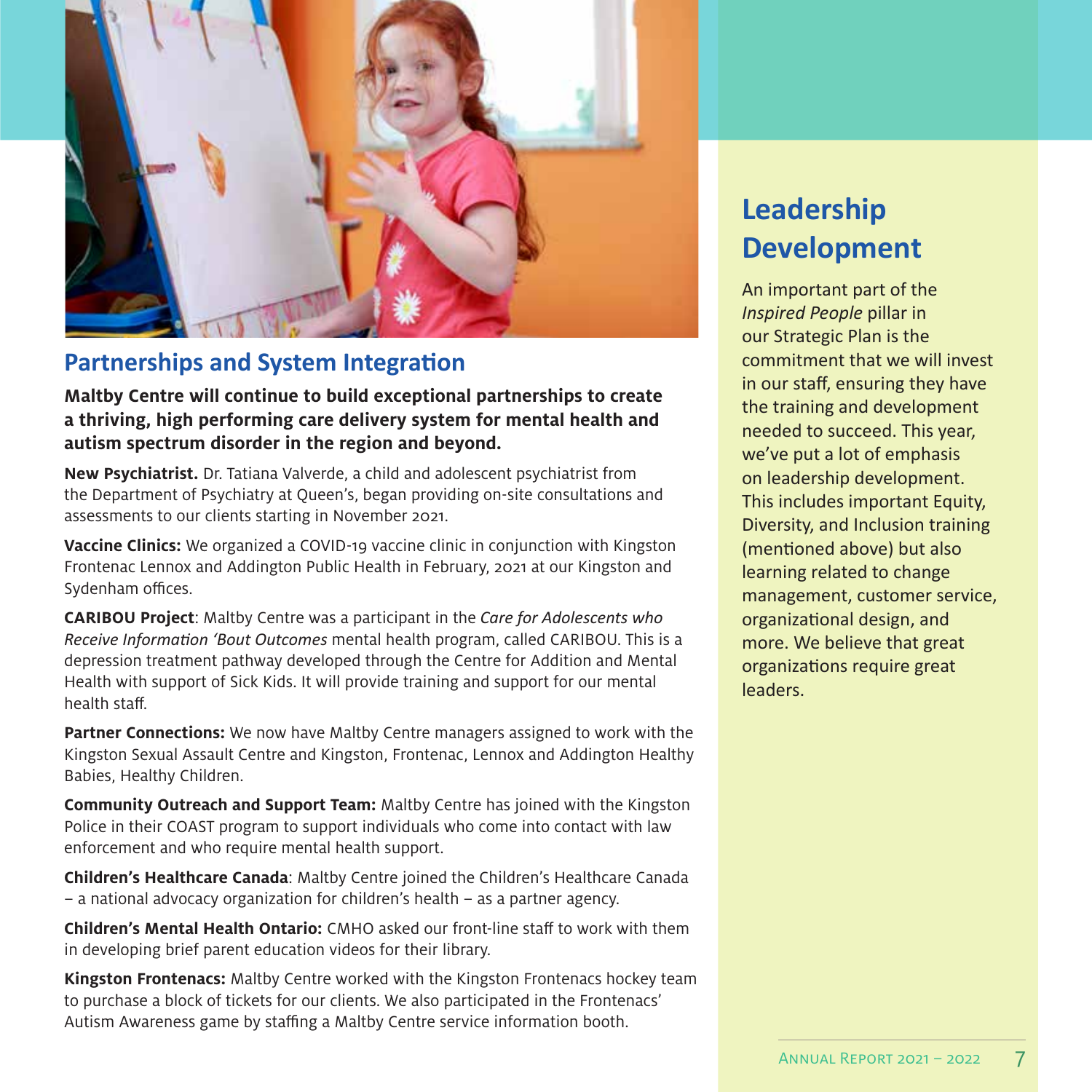## Partnerships and System Integration

**Maltby Centre will continue to build exceptional partnerships to create a thriving, high performing care delivery system for mental health and autism spectrum disorder in the region and beyond.**

**New Psychiatrist.** Dr. Tatiana Valverde, a child and adolescent psychiatrist from the Department of Psychiatry at Queen's, began providing on-site consultations and assessments to our clients starting in November 2021.

**Vaccine Clinics:** We organized a COVID-19 vaccine clinic in conjunction with Kingston Frontenac Lennox and Addington Public Health in February, 2021 at our Kingston and Sydenham offices.

**CARIBOU Project**: Maltby Centre was a participant in the *Care for Adolescents who Receive Information 'Bout Outcomes* mental health program, called CARIBOU. This is a depression treatment pathway developed through the Centre for Addition and Mental Health with support of Sick Kids. It will provide training and support for our mental health staff.

**Partner Connections:** We now have Maltby Centre managers assigned to work with the Kingston Sexual Assault Centre and Kingston, Frontenac, Lennox and Addington Healthy Babies, Healthy Children.

**Community Outreach and Support Team:** Maltby Centre has joined with the Kingston Police in their COAST program to support individuals who come into contact with law enforcement and who require mental health support.

**Children's Healthcare Canada**: Maltby Centre joined the Children's Healthcare Canada – a national advocacy organization for children's health – as a partner agency.

**Children's Mental Health Ontario:** CMHO asked our front-line staff to work with them in developing brief parent education videos for their library.

**Kingston Frontenacs:** Maltby Centre worked with the Kingston Frontenacs hockey team to purchase a block of tickets for our clients. We also participated in the Frontenacs' Autism Awareness game by staffing a Maltby Centre service information booth.

## Leadership Development

An important part of the *Inspired People* pillar in our Strategic Plan is the commitment that we will invest in our staff, ensuring they have the training and development needed to succeed. This year, we've put a lot of emphasis on leadership development. This includes important Equity, Diversity, and Inclusion training (mentioned above) but also learning related to change management, customer service, organizational design, and more. We believe that great organizations require great leaders.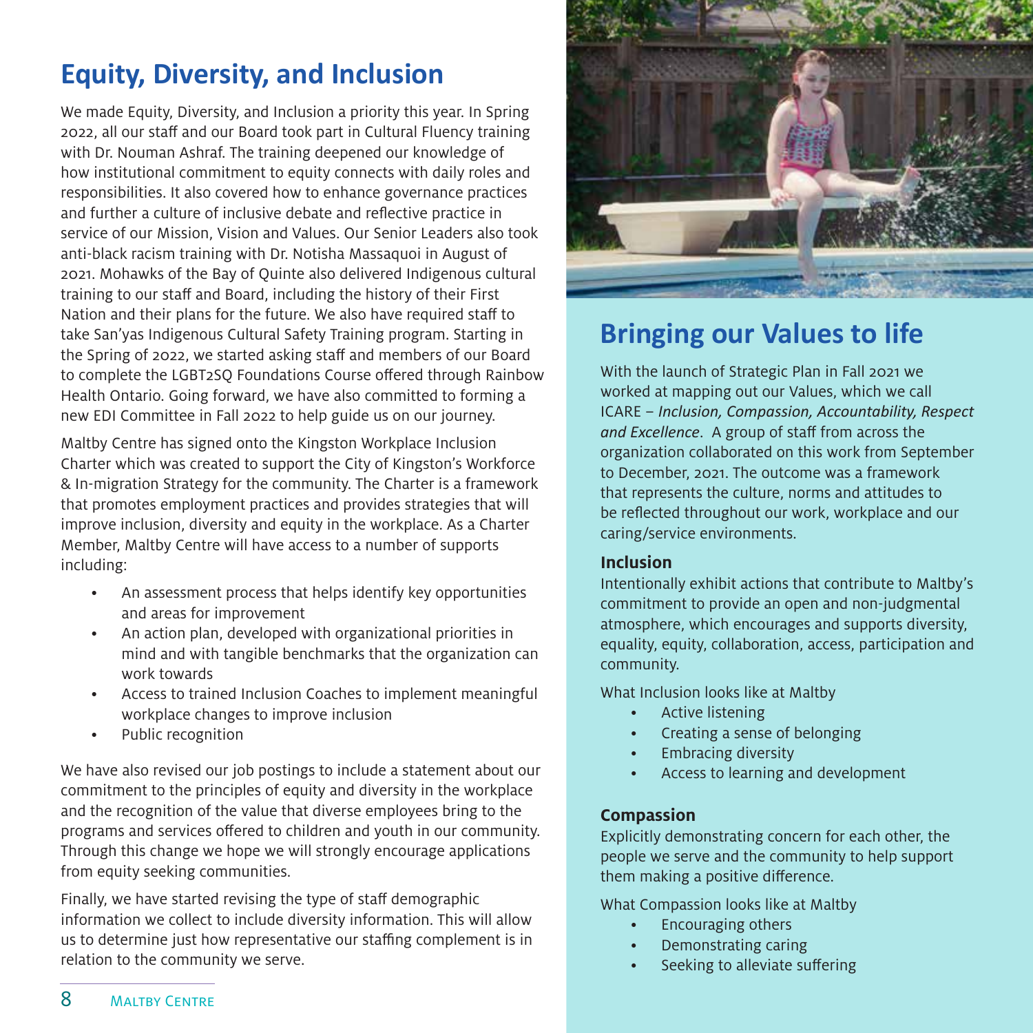## Equity, Diversity, and Inclusion

We made Equity, Diversity, and Inclusion a priority this year. In Spring 2022, all our staff and our Board took part in Cultural Fluency training with Dr. Nouman Ashraf. The training deepened our knowledge of how institutional commitment to equity connects with daily roles and responsibilities. It also covered how to enhance governance practices and further a culture of inclusive debate and reflective practice in service of our Mission, Vision and Values. Our Senior Leaders also took anti-black racism training with Dr. Notisha Massaquoi in August of 2021. Mohawks of the Bay of Quinte also delivered Indigenous cultural training to our staff and Board, including the history of their First Nation and their plans for the future. We also have required staff to take San'yas Indigenous Cultural Safety Training program. Starting in the Spring of 2022, we started asking staff and members of our Board to complete the LGBT2SQ Foundations Course offered through Rainbow Health Ontario. Going forward, we have also committed to forming a new EDI Committee in Fall 2022 to help guide us on our journey.

Maltby Centre has signed onto the Kingston Workplace Inclusion Charter which was created to support the City of Kingston's Workforce & In-migration Strategy for the community. The Charter is a framework that promotes employment practices and provides strategies that will improve inclusion, diversity and equity in the workplace. As a Charter Member, Maltby Centre will have access to a number of supports including:

- An assessment process that helps identify key opportunities and areas for improvement
- An action plan, developed with organizational priorities in mind and with tangible benchmarks that the organization can work towards
- Access to trained Inclusion Coaches to implement meaningful workplace changes to improve inclusion
- Public recognition

We have also revised our job postings to include a statement about our commitment to the principles of equity and diversity in the workplace and the recognition of the value that diverse employees bring to the programs and services offered to children and youth in our community. Through this change we hope we will strongly encourage applications from equity seeking communities.

Finally, we have started revising the type of staff demographic information we collect to include diversity information. This will allow us to determine just how representative our staffing complement is in relation to the community we serve.

## Bringing our Values to life

With the launch of Strategic Plan in Fall 2021 we worked at mapping out our Values, which we call ICARE – *Inclusion, Compassion, Accountability, Respect and Excellence*. A group of staff from across the organization collaborated on this work from September to December, 2021. The outcome was a framework that represents the culture, norms and attitudes to be reflected throughout our work, workplace and our caring/service environments.

**Inclusion**
Intentionally exhibit actions that contribute to Maltby's commitment to provide an open and non-judgmental atmosphere, which encourages and supports diversity, equality, equity, collaboration, access, participation and community.

What Inclusion looks like at Maltby

- Active listening
- Creating a sense of belonging
- Embracing diversity
- Access to learning and development

**Compassion**
Explicitly demonstrating concern for each other, the people we serve and the community to help support them making a positive difference.

What Compassion looks like at Maltby

- Encouraging others
- Demonstrating caring
- Seeking to alleviate suffering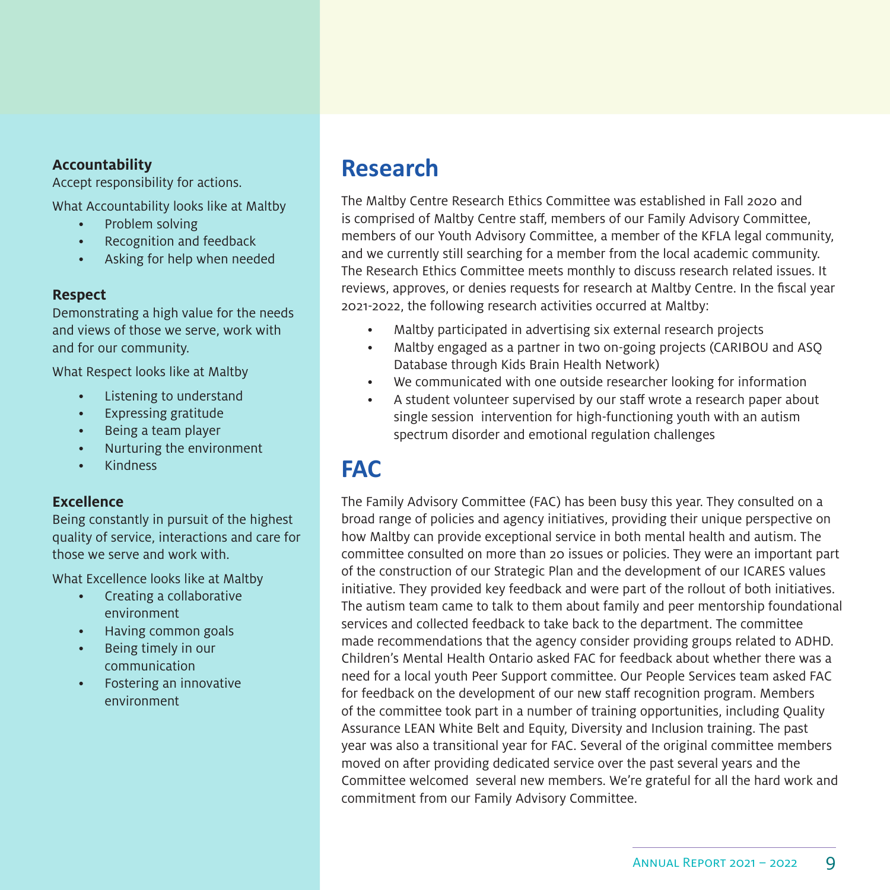**Accountability**
Accept responsibility for actions.

What Accountability looks like at Maltby

- Problem solving
- Recognition and feedback
- Asking for help when needed

**Respect**
Demonstrating a high value for the needs and views of those we serve, work with and for our community.

What Respect looks like at Maltby

- Listening to understand
- Expressing gratitude
- Being a team player
- Nurturing the environment
- Kindness

**Excellence**
Being constantly in pursuit of the highest quality of service, interactions and care for those we serve and work with.

What Excellence looks like at Maltby

- Creating a collaborative environment
- Having common goals
- Being timely in our communication
- Fostering an innovative environment

## Research

The Maltby Centre Research Ethics Committee was established in Fall 2020 and is comprised of Maltby Centre staff, members of our Family Advisory Committee, members of our Youth Advisory Committee, a member of the KFLA legal community, and we currently still searching for a member from the local academic community. The Research Ethics Committee meets monthly to discuss research related issues. It reviews, approves, or denies requests for research at Maltby Centre. In the fiscal year 2021-2022, the following research activities occurred at Maltby:

- Maltby participated in advertising six external research projects
- Maltby engaged as a partner in two on-going projects (CARIBOU and ASQ Database through Kids Brain Health Network)
- We communicated with one outside researcher looking for information
- A student volunteer supervised by our staff wrote a research paper about single session intervention for high-functioning youth with an autism spectrum disorder and emotional regulation challenges

## FAC

The Family Advisory Committee (FAC) has been busy this year. They consulted on a broad range of policies and agency initiatives, providing their unique perspective on how Maltby can provide exceptional service in both mental health and autism. The committee consulted on more than 20 issues or policies. They were an important part of the construction of our Strategic Plan and the development of our ICARES values initiative. They provided key feedback and were part of the rollout of both initiatives. The autism team came to talk to them about family and peer mentorship foundational services and collected feedback to take back to the department. The committee made recommendations that the agency consider providing groups related to ADHD. Children's Mental Health Ontario asked FAC for feedback about whether there was a need for a local youth Peer Support committee. Our People Services team asked FAC for feedback on the development of our new staff recognition program. Members of the committee took part in a number of training opportunities, including Quality Assurance LEAN White Belt and Equity, Diversity and Inclusion training. The past year was also a transitional year for FAC. Several of the original committee members moved on after providing dedicated service over the past several years and the Committee welcomed several new members. We're grateful for all the hard work and commitment from our Family Advisory Committee.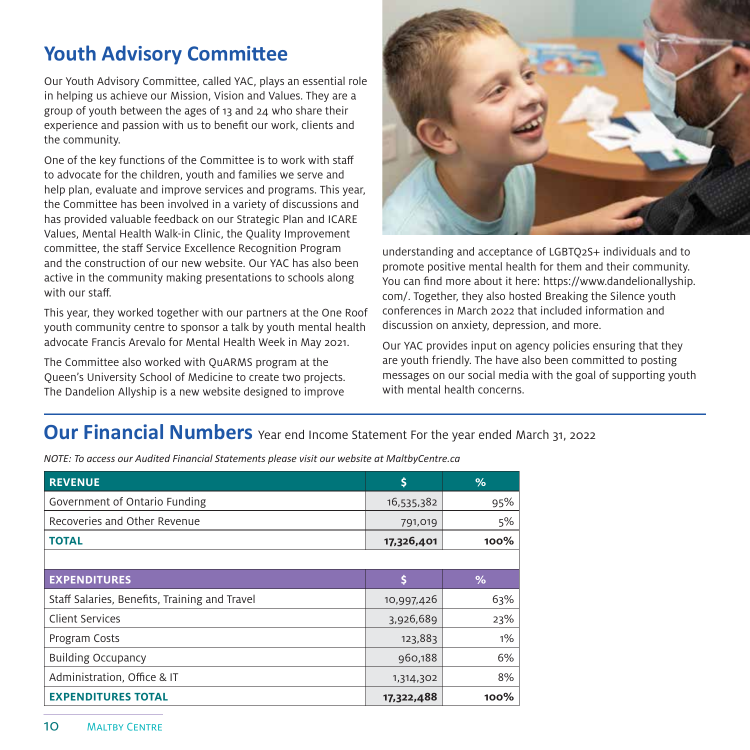# Youth Advisory Committee

Our Youth Advisory Committee, called YAC, plays an essential role in helping us achieve our Mission, Vision and Values. They are a group of youth between the ages of 13 and 24 who share their experience and passion with us to benefit our work, clients and the community.

One of the key functions of the Committee is to work with staff to advocate for the children, youth and families we serve and help plan, evaluate and improve services and programs. This year, the Committee has been involved in a variety of discussions and has provided valuable feedback on our Strategic Plan and ICARE Values, Mental Health Walk-in Clinic, the Quality Improvement committee, the staff Service Excellence Recognition Program and the construction of our new website. Our YAC has also been active in the community making presentations to schools along with our staff.

This year, they worked together with our partners at the One Roof youth community centre to sponsor a talk by youth mental health advocate Francis Arevalo for Mental Health Week in May 2021.

The Committee also worked with QuARMS program at the Queen's University School of Medicine to create two projects. The Dandelion Allyship is a new website designed to improve understanding and acceptance of LGBTQ2S+ individuals and to promote positive mental health for them and their community. You can find more about it here: https://www.dandelionallyship.com/. Together, they also hosted Breaking the Silence youth conferences in March 2022 that included information and discussion on anxiety, depression, and more.

Our YAC provides input on agency policies ensuring that they are youth friendly. The have also been committed to posting messages on our social media with the goal of supporting youth with mental health concerns.

## Our Financial Numbers Year end Income Statement For the year ended March 31, 2022

*NOTE: To access our Audited Financial Statements please visit our website at MaltbyCentre.ca*

| REVENUE | $ | % |
|---|---|---|
| Government of Ontario Funding | 16,535,382 | 95% |
| Recoveries and Other Revenue | 791,019 | 5% |
| **TOTAL** | **17,326,401** | **100%** |
| | | |
| **EXPENDITURES** | **$** | **%** |
| Staff Salaries, Benefits, Training and Travel | 10,997,426 | 63% |
| Client Services | 3,926,689 | 23% |
| Program Costs | 123,883 | 1% |
| Building Occupancy | 960,188 | 6% |
| Administration, Office & IT | 1,314,302 | 8% |
| **EXPENDITURES TOTAL** | **17,322,488** | **100%** |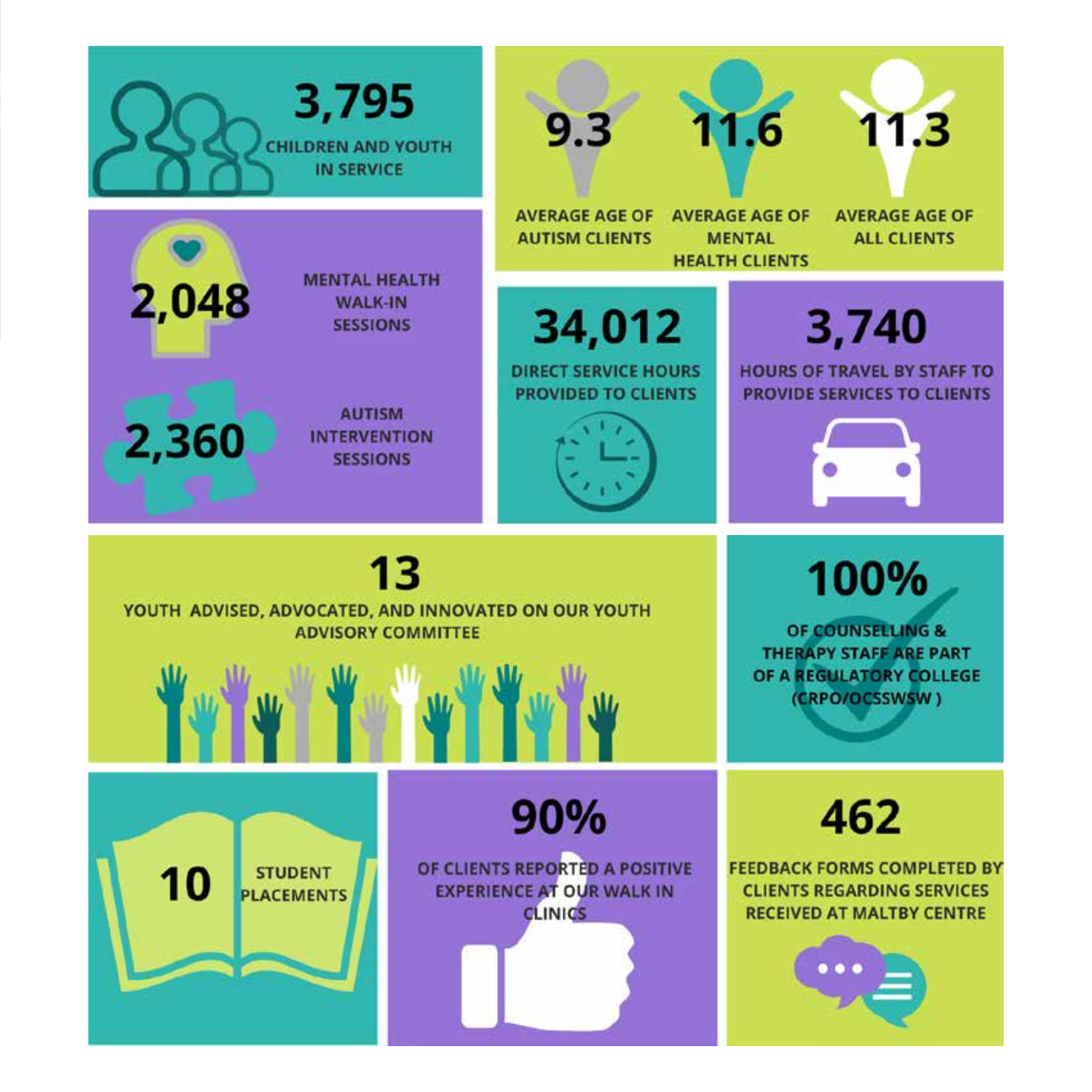**3,795**
CHILDREN AND YOUTH IN SERVICE

**9.3**
AVERAGE AGE OF AUTISM CLIENTS

**11.6**
AVERAGE AGE OF MENTAL HEALTH CLIENTS

**11.3**
AVERAGE AGE OF ALL CLIENTS

**2,048**
MENTAL HEALTH WALK-IN SESSIONS

**2,360**
AUTISM INTERVENTION SESSIONS

**34,012**
DIRECT SERVICE HOURS PROVIDED TO CLIENTS

**3,740**
HOURS OF TRAVEL BY STAFF TO PROVIDE SERVICES TO CLIENTS

**13**
YOUTH ADVISED, ADVOCATED, AND INNOVATED ON OUR YOUTH ADVISORY COMMITTEE

**100%**
OF COUNSELLING & THERAPY STAFF ARE PART OF A REGULATORY COLLEGE (CRPO/OCSSWSW )

**10**
STUDENT PLACEMENTS

**90%**
OF CLIENTS REPORTED A POSITIVE EXPERIENCE AT OUR WALK IN CLINICS

**462**
FEEDBACK FORMS COMPLETED BY CLIENTS REGARDING SERVICES RECEIVED AT MALTBY CENTRE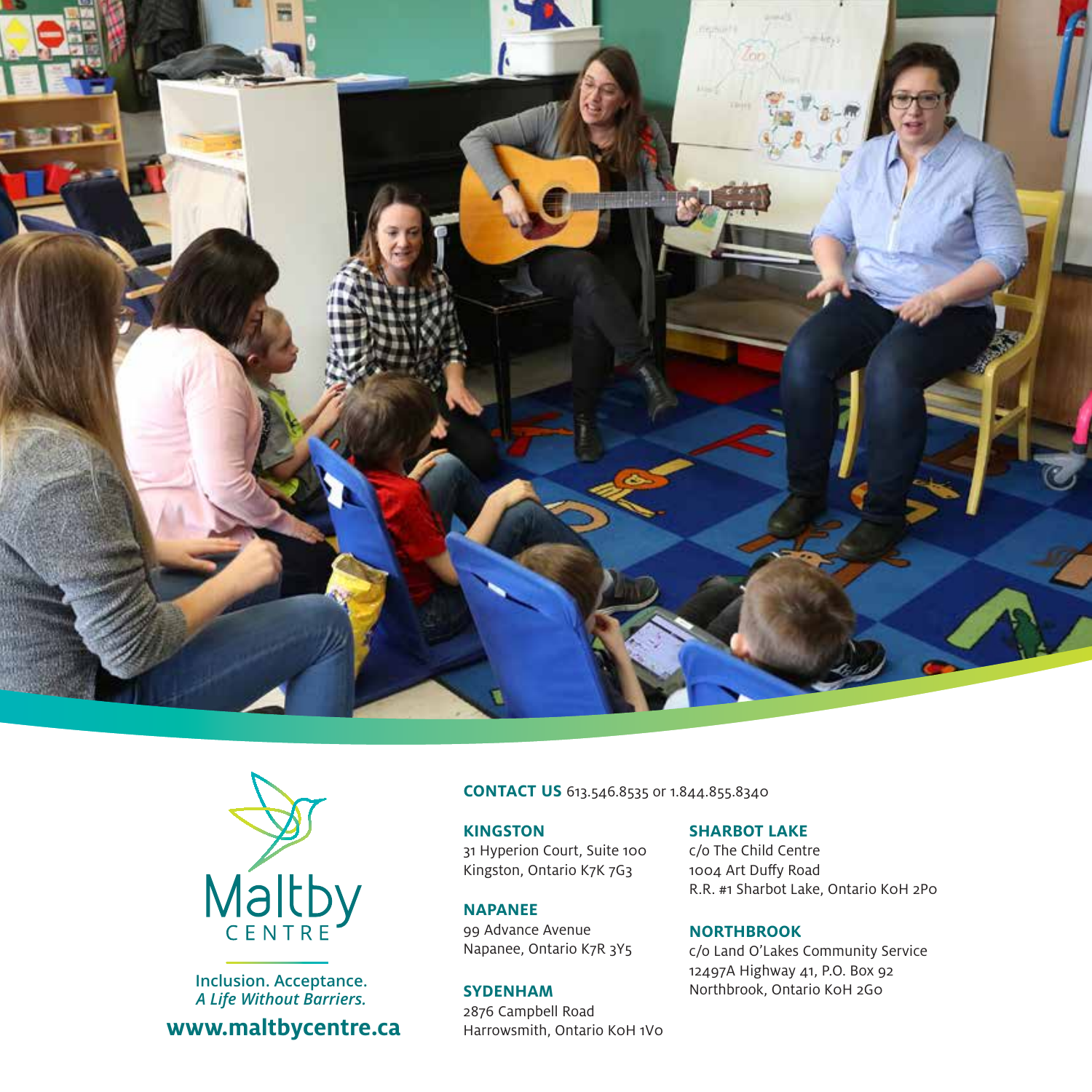Maltby
CENTRE

Inclusion. Acceptance.
*A Life Without Barriers.*

**www.maltbycentre.ca**

**CONTACT US** 613.546.8535 or 1.844.855.8340

**KINGSTON**
31 Hyperion Court, Suite 100
Kingston, Ontario K7K 7G3

**NAPANEE**
99 Advance Avenue
Napanee, Ontario K7R 3Y5

**SYDENHAM**
2876 Campbell Road
Harrowsmith, Ontario K0H 1V0

**SHARBOT LAKE**
c/o The Child Centre
1004 Art Duffy Road
R.R. #1 Sharbot Lake, Ontario K0H 2P0

**NORTHBROOK**
c/o Land O'Lakes Community Service
12497A Highway 41, P.O. Box 92
Northbrook, Ontario K0H 2G0